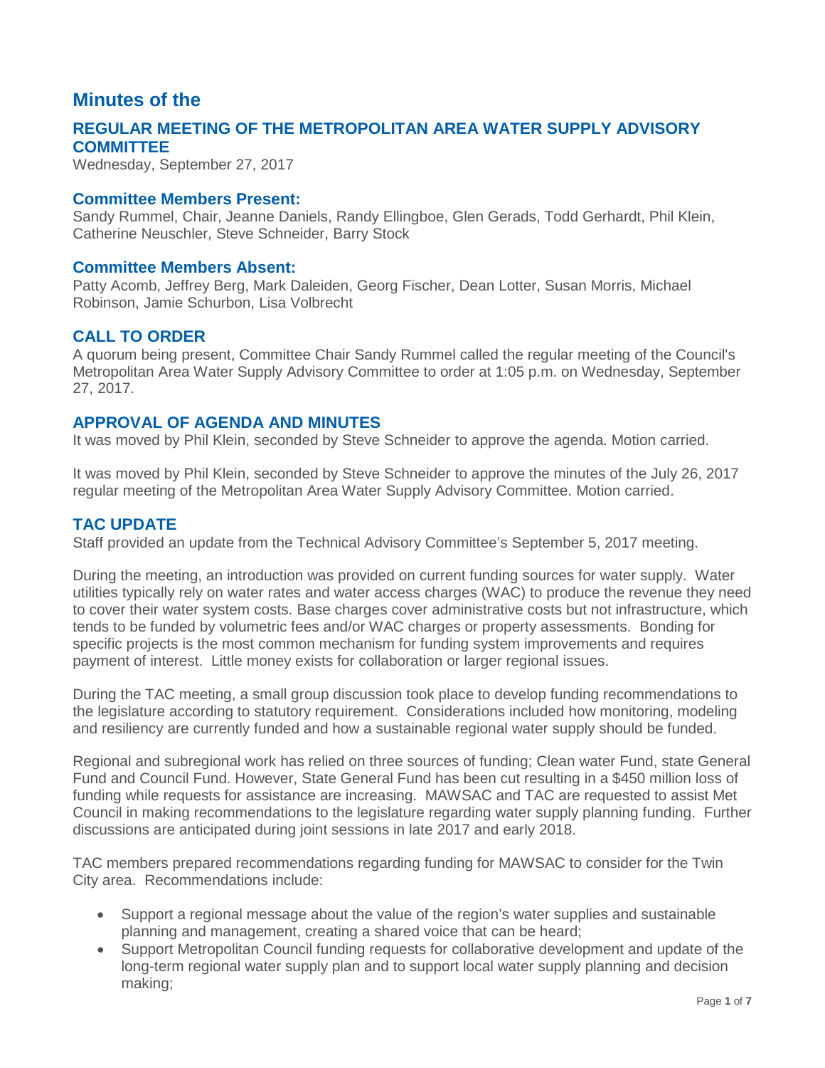# Minutes of the

## REGULAR MEETING OF THE METROPOLITAN AREA WATER SUPPLY ADVISORY COMMITTEE

Wednesday, September 27, 2017

### Committee Members Present:

Sandy Rummel, Chair, Jeanne Daniels, Randy Ellingboe, Glen Gerads, Todd Gerhardt, Phil Klein, Catherine Neuschler, Steve Schneider, Barry Stock

### Committee Members Absent:

Patty Acomb, Jeffrey Berg, Mark Daleiden, Georg Fischer, Dean Lotter, Susan Morris, Michael Robinson, Jamie Schurbon, Lisa Volbrecht

## CALL TO ORDER

A quorum being present, Committee Chair Sandy Rummel called the regular meeting of the Council's Metropolitan Area Water Supply Advisory Committee to order at 1:05 p.m. on Wednesday, September 27, 2017.

## APPROVAL OF AGENDA AND MINUTES

It was moved by Phil Klein, seconded by Steve Schneider to approve the agenda. Motion carried.

It was moved by Phil Klein, seconded by Steve Schneider to approve the minutes of the July 26, 2017 regular meeting of the Metropolitan Area Water Supply Advisory Committee. Motion carried.

## TAC UPDATE

Staff provided an update from the Technical Advisory Committee's September 5, 2017 meeting.

During the meeting, an introduction was provided on current funding sources for water supply. Water utilities typically rely on water rates and water access charges (WAC) to produce the revenue they need to cover their water system costs. Base charges cover administrative costs but not infrastructure, which tends to be funded by volumetric fees and/or WAC charges or property assessments. Bonding for specific projects is the most common mechanism for funding system improvements and requires payment of interest. Little money exists for collaboration or larger regional issues.

During the TAC meeting, a small group discussion took place to develop funding recommendations to the legislature according to statutory requirement. Considerations included how monitoring, modeling and resiliency are currently funded and how a sustainable regional water supply should be funded.

Regional and subregional work has relied on three sources of funding; Clean water Fund, state General Fund and Council Fund. However, State General Fund has been cut resulting in a $450 million loss of funding while requests for assistance are increasing. MAWSAC and TAC are requested to assist Met Council in making recommendations to the legislature regarding water supply planning funding. Further discussions are anticipated during joint sessions in late 2017 and early 2018.

TAC members prepared recommendations regarding funding for MAWSAC to consider for the Twin City area. Recommendations include:

- Support a regional message about the value of the region's water supplies and sustainable planning and management, creating a shared voice that can be heard;
- Support Metropolitan Council funding requests for collaborative development and update of the long-term regional water supply plan and to support local water supply planning and decision making;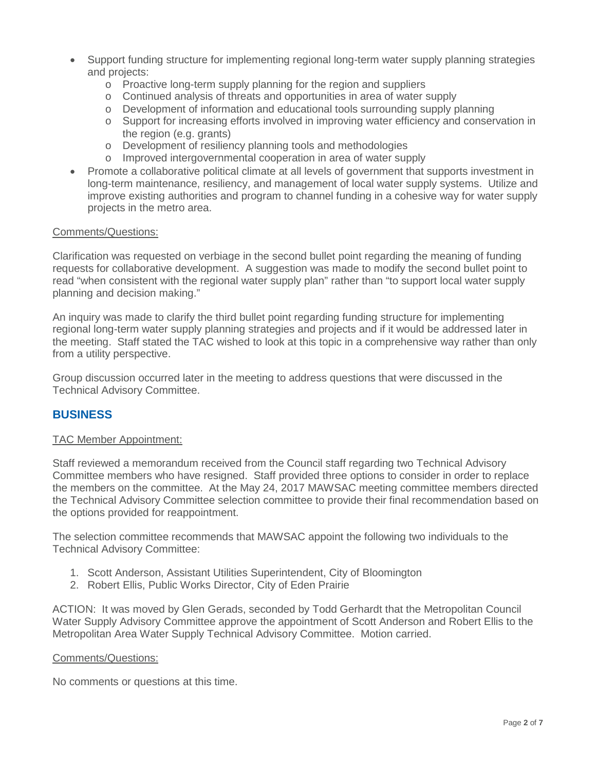- Support funding structure for implementing regional long-term water supply planning strategies and projects:
  - Proactive long-term supply planning for the region and suppliers
  - Continued analysis of threats and opportunities in area of water supply
  - Development of information and educational tools surrounding supply planning
  - Support for increasing efforts involved in improving water efficiency and conservation in the region (e.g. grants)
  - Development of resiliency planning tools and methodologies
  - Improved intergovernmental cooperation in area of water supply
- Promote a collaborative political climate at all levels of government that supports investment in long-term maintenance, resiliency, and management of local water supply systems. Utilize and improve existing authorities and program to channel funding in a cohesive way for water supply projects in the metro area.

Comments/Questions:

Clarification was requested on verbiage in the second bullet point regarding the meaning of funding requests for collaborative development. A suggestion was made to modify the second bullet point to read "when consistent with the regional water supply plan" rather than "to support local water supply planning and decision making."

An inquiry was made to clarify the third bullet point regarding funding structure for implementing regional long-term water supply planning strategies and projects and if it would be addressed later in the meeting. Staff stated the TAC wished to look at this topic in a comprehensive way rather than only from a utility perspective.

Group discussion occurred later in the meeting to address questions that were discussed in the Technical Advisory Committee.

## BUSINESS

TAC Member Appointment:

Staff reviewed a memorandum received from the Council staff regarding two Technical Advisory Committee members who have resigned. Staff provided three options to consider in order to replace the members on the committee. At the May 24, 2017 MAWSAC meeting committee members directed the Technical Advisory Committee selection committee to provide their final recommendation based on the options provided for reappointment.

The selection committee recommends that MAWSAC appoint the following two individuals to the Technical Advisory Committee:

1. Scott Anderson, Assistant Utilities Superintendent, City of Bloomington
2. Robert Ellis, Public Works Director, City of Eden Prairie

ACTION: It was moved by Glen Gerads, seconded by Todd Gerhardt that the Metropolitan Council Water Supply Advisory Committee approve the appointment of Scott Anderson and Robert Ellis to the Metropolitan Area Water Supply Technical Advisory Committee. Motion carried.

Comments/Questions:

No comments or questions at this time.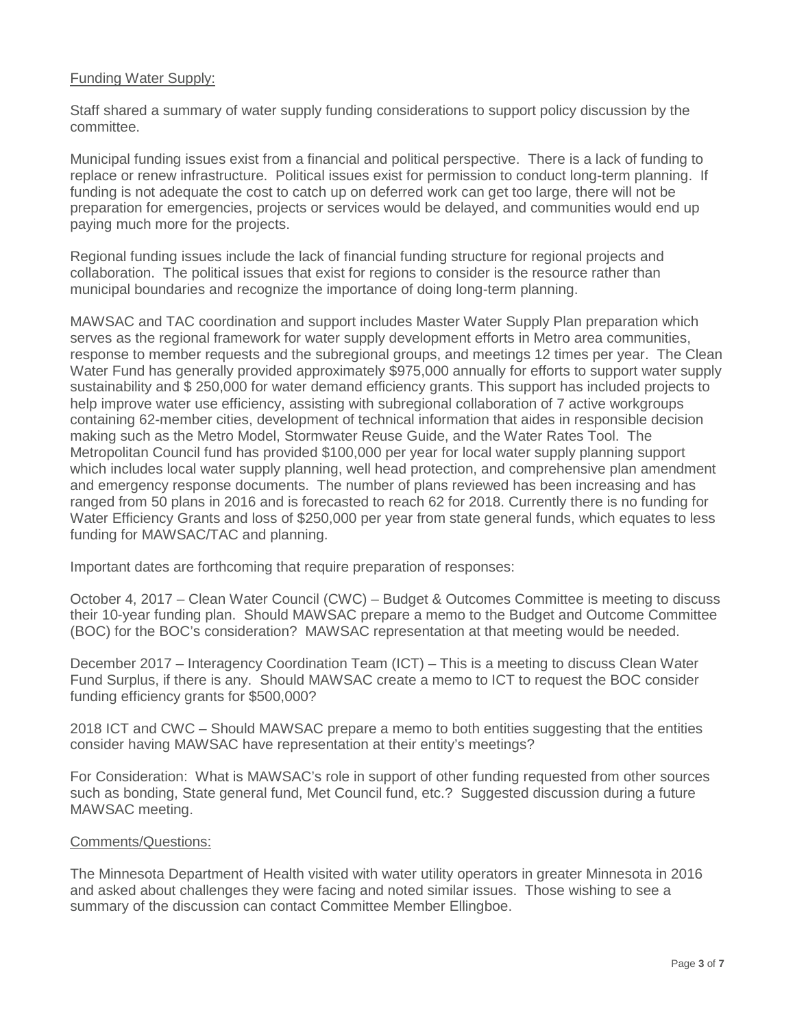Funding Water Supply:

Staff shared a summary of water supply funding considerations to support policy discussion by the committee.

Municipal funding issues exist from a financial and political perspective. There is a lack of funding to replace or renew infrastructure. Political issues exist for permission to conduct long-term planning. If funding is not adequate the cost to catch up on deferred work can get too large, there will not be preparation for emergencies, projects or services would be delayed, and communities would end up paying much more for the projects.

Regional funding issues include the lack of financial funding structure for regional projects and collaboration. The political issues that exist for regions to consider is the resource rather than municipal boundaries and recognize the importance of doing long-term planning.

MAWSAC and TAC coordination and support includes Master Water Supply Plan preparation which serves as the regional framework for water supply development efforts in Metro area communities, response to member requests and the subregional groups, and meetings 12 times per year. The Clean Water Fund has generally provided approximately $975,000 annually for efforts to support water supply sustainability and $ 250,000 for water demand efficiency grants. This support has included projects to help improve water use efficiency, assisting with subregional collaboration of 7 active workgroups containing 62-member cities, development of technical information that aides in responsible decision making such as the Metro Model, Stormwater Reuse Guide, and the Water Rates Tool. The Metropolitan Council fund has provided $100,000 per year for local water supply planning support which includes local water supply planning, well head protection, and comprehensive plan amendment and emergency response documents. The number of plans reviewed has been increasing and has ranged from 50 plans in 2016 and is forecasted to reach 62 for 2018. Currently there is no funding for Water Efficiency Grants and loss of $250,000 per year from state general funds, which equates to less funding for MAWSAC/TAC and planning.

Important dates are forthcoming that require preparation of responses:

October 4, 2017 – Clean Water Council (CWC) – Budget & Outcomes Committee is meeting to discuss their 10-year funding plan. Should MAWSAC prepare a memo to the Budget and Outcome Committee (BOC) for the BOC's consideration? MAWSAC representation at that meeting would be needed.

December 2017 – Interagency Coordination Team (ICT) – This is a meeting to discuss Clean Water Fund Surplus, if there is any. Should MAWSAC create a memo to ICT to request the BOC consider funding efficiency grants for $500,000?

2018 ICT and CWC – Should MAWSAC prepare a memo to both entities suggesting that the entities consider having MAWSAC have representation at their entity's meetings?

For Consideration: What is MAWSAC's role in support of other funding requested from other sources such as bonding, State general fund, Met Council fund, etc.? Suggested discussion during a future MAWSAC meeting.

Comments/Questions:

The Minnesota Department of Health visited with water utility operators in greater Minnesota in 2016 and asked about challenges they were facing and noted similar issues. Those wishing to see a summary of the discussion can contact Committee Member Ellingboe.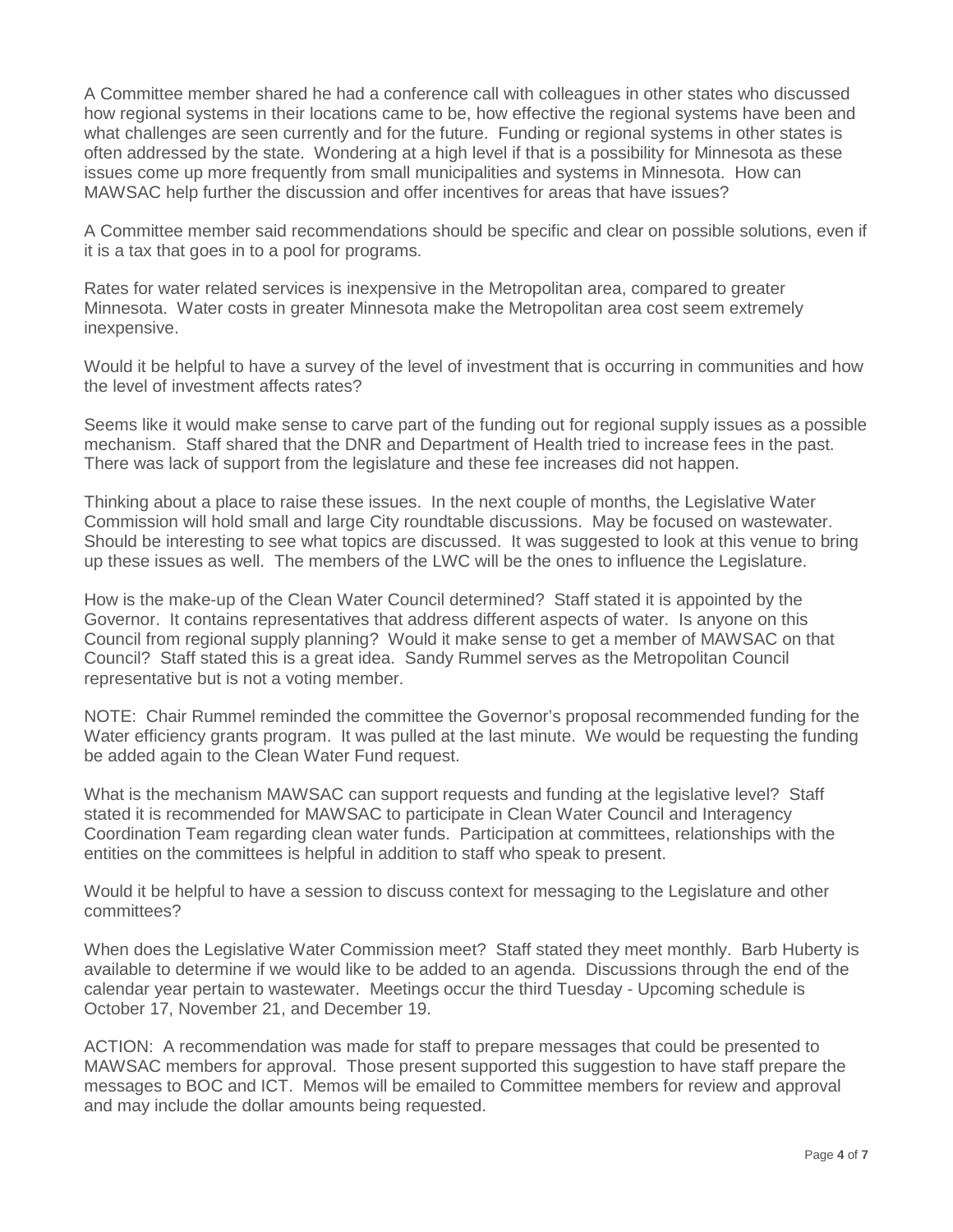A Committee member shared he had a conference call with colleagues in other states who discussed how regional systems in their locations came to be, how effective the regional systems have been and what challenges are seen currently and for the future. Funding or regional systems in other states is often addressed by the state. Wondering at a high level if that is a possibility for Minnesota as these issues come up more frequently from small municipalities and systems in Minnesota. How can MAWSAC help further the discussion and offer incentives for areas that have issues?

A Committee member said recommendations should be specific and clear on possible solutions, even if it is a tax that goes in to a pool for programs.

Rates for water related services is inexpensive in the Metropolitan area, compared to greater Minnesota. Water costs in greater Minnesota make the Metropolitan area cost seem extremely inexpensive.

Would it be helpful to have a survey of the level of investment that is occurring in communities and how the level of investment affects rates?

Seems like it would make sense to carve part of the funding out for regional supply issues as a possible mechanism. Staff shared that the DNR and Department of Health tried to increase fees in the past. There was lack of support from the legislature and these fee increases did not happen.

Thinking about a place to raise these issues. In the next couple of months, the Legislative Water Commission will hold small and large City roundtable discussions. May be focused on wastewater. Should be interesting to see what topics are discussed. It was suggested to look at this venue to bring up these issues as well. The members of the LWC will be the ones to influence the Legislature.

How is the make-up of the Clean Water Council determined? Staff stated it is appointed by the Governor. It contains representatives that address different aspects of water. Is anyone on this Council from regional supply planning? Would it make sense to get a member of MAWSAC on that Council? Staff stated this is a great idea. Sandy Rummel serves as the Metropolitan Council representative but is not a voting member.

NOTE: Chair Rummel reminded the committee the Governor's proposal recommended funding for the Water efficiency grants program. It was pulled at the last minute. We would be requesting the funding be added again to the Clean Water Fund request.

What is the mechanism MAWSAC can support requests and funding at the legislative level? Staff stated it is recommended for MAWSAC to participate in Clean Water Council and Interagency Coordination Team regarding clean water funds. Participation at committees, relationships with the entities on the committees is helpful in addition to staff who speak to present.

Would it be helpful to have a session to discuss context for messaging to the Legislature and other committees?

When does the Legislative Water Commission meet? Staff stated they meet monthly. Barb Huberty is available to determine if we would like to be added to an agenda. Discussions through the end of the calendar year pertain to wastewater. Meetings occur the third Tuesday - Upcoming schedule is October 17, November 21, and December 19.

ACTION: A recommendation was made for staff to prepare messages that could be presented to MAWSAC members for approval. Those present supported this suggestion to have staff prepare the messages to BOC and ICT. Memos will be emailed to Committee members for review and approval and may include the dollar amounts being requested.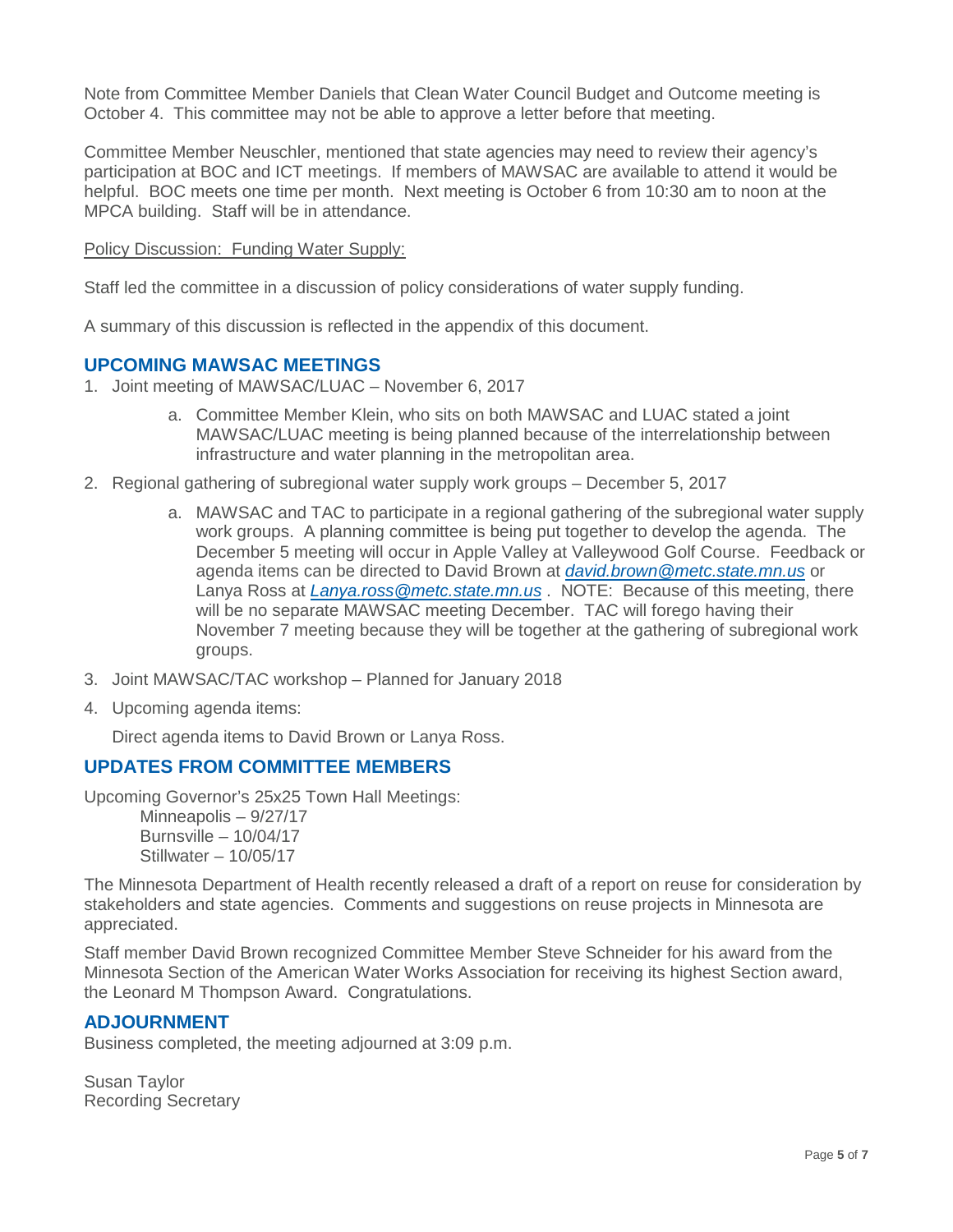Note from Committee Member Daniels that Clean Water Council Budget and Outcome meeting is October 4. This committee may not be able to approve a letter before that meeting.

Committee Member Neuschler, mentioned that state agencies may need to review their agency's participation at BOC and ICT meetings. If members of MAWSAC are available to attend it would be helpful. BOC meets one time per month. Next meeting is October 6 from 10:30 am to noon at the MPCA building. Staff will be in attendance.

Policy Discussion: Funding Water Supply:

Staff led the committee in a discussion of policy considerations of water supply funding.

A summary of this discussion is reflected in the appendix of this document.

## UPCOMING MAWSAC MEETINGS

1. Joint meeting of MAWSAC/LUAC – November 6, 2017
   a. Committee Member Klein, who sits on both MAWSAC and LUAC stated a joint MAWSAC/LUAC meeting is being planned because of the interrelationship between infrastructure and water planning in the metropolitan area.
2. Regional gathering of subregional water supply work groups – December 5, 2017
   a. MAWSAC and TAC to participate in a regional gathering of the subregional water supply work groups. A planning committee is being put together to develop the agenda. The December 5 meeting will occur in Apple Valley at Valleywood Golf Course. Feedback or agenda items can be directed to David Brown at *david.brown@metc.state.mn.us* or Lanya Ross at *Lanya.ross@metc.state.mn.us* . NOTE: Because of this meeting, there will be no separate MAWSAC meeting December. TAC will forego having their November 7 meeting because they will be together at the gathering of subregional work groups.
3. Joint MAWSAC/TAC workshop – Planned for January 2018
4. Upcoming agenda items:

   Direct agenda items to David Brown or Lanya Ross.

## UPDATES FROM COMMITTEE MEMBERS

Upcoming Governor's 25x25 Town Hall Meetings:
- Minneapolis – 9/27/17
- Burnsville – 10/04/17
- Stillwater – 10/05/17

The Minnesota Department of Health recently released a draft of a report on reuse for consideration by stakeholders and state agencies. Comments and suggestions on reuse projects in Minnesota are appreciated.

Staff member David Brown recognized Committee Member Steve Schneider for his award from the Minnesota Section of the American Water Works Association for receiving its highest Section award, the Leonard M Thompson Award. Congratulations.

## ADJOURNMENT

Business completed, the meeting adjourned at 3:09 p.m.

Susan Taylor
Recording Secretary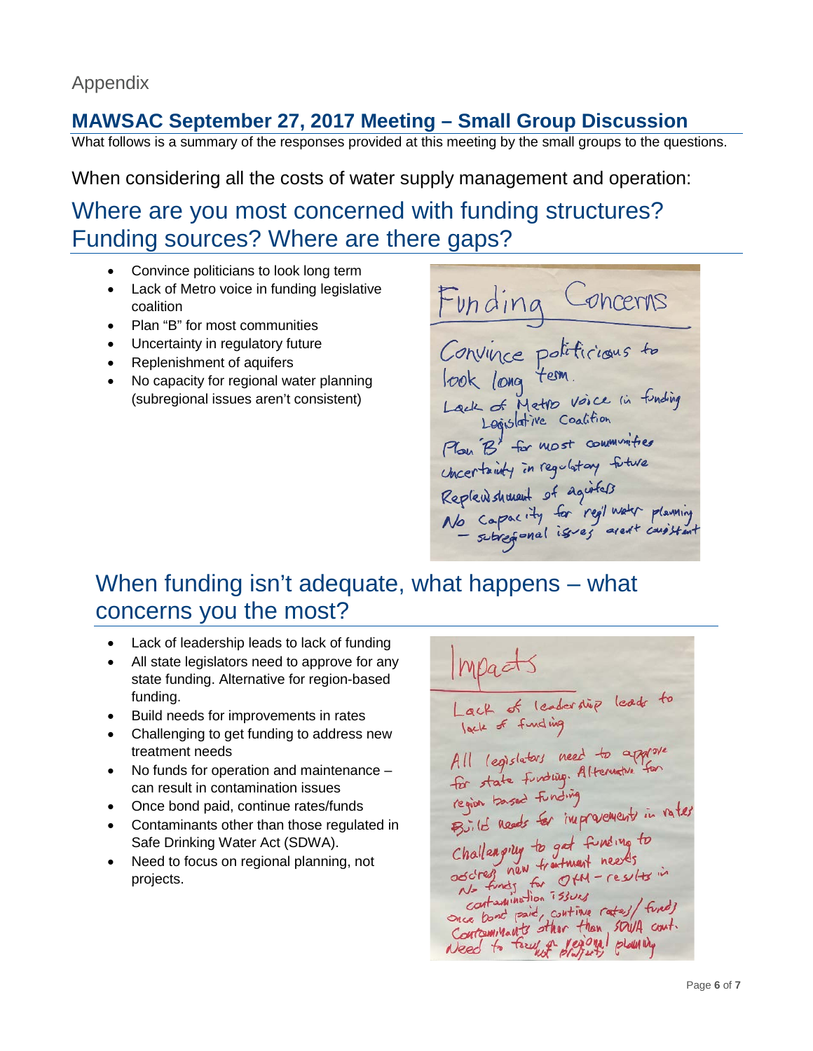Appendix

## MAWSAC September 27, 2017 Meeting – Small Group Discussion

What follows is a summary of the responses provided at this meeting by the small groups to the questions.

When considering all the costs of water supply management and operation:

## Where are you most concerned with funding structures? Funding sources? Where are there gaps?

- Convince politicians to look long term
- Lack of Metro voice in funding legislative coalition
- Plan "B" for most communities
- Uncertainty in regulatory future
- Replenishment of aquifers
- No capacity for regional water planning (subregional issues aren't consistent)

## When funding isn't adequate, what happens – what concerns you the most?

- Lack of leadership leads to lack of funding
- All state legislators need to approve for any state funding. Alternative for region-based funding.
- Build needs for improvements in rates
- Challenging to get funding to address new treatment needs
- No funds for operation and maintenance – can result in contamination issues
- Once bond paid, continue rates/funds
- Contaminants other than those regulated in Safe Drinking Water Act (SDWA).
- Need to focus on regional planning, not projects.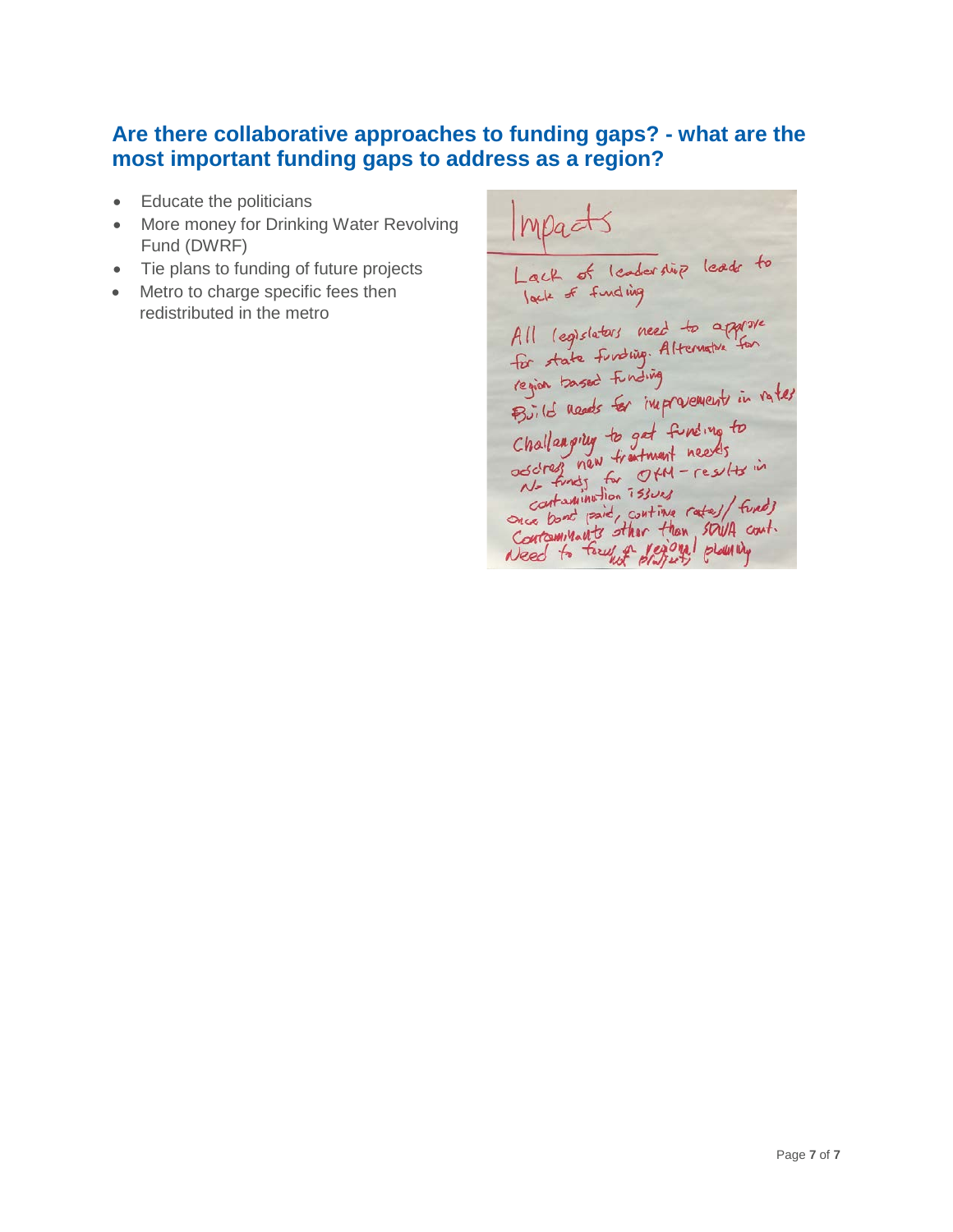## Are there collaborative approaches to funding gaps? - what are the most important funding gaps to address as a region?

- Educate the politicians
- More money for Drinking Water Revolving Fund (DWRF)
- Tie plans to funding of future projects
- Metro to charge specific fees then redistributed in the metro

Impacts

Lack of leadership leads to lack of funding

All legislators need to approve for state funding. Alternative for region based funding

Build needs for improvements in rates

Challenging to get funding to address new treatment needs

No funds for O&M - results in contamination issues

Once bond paid, continue rates/funds

Contaminants other than SDWA cont.

Need to focus on regional planning not projects